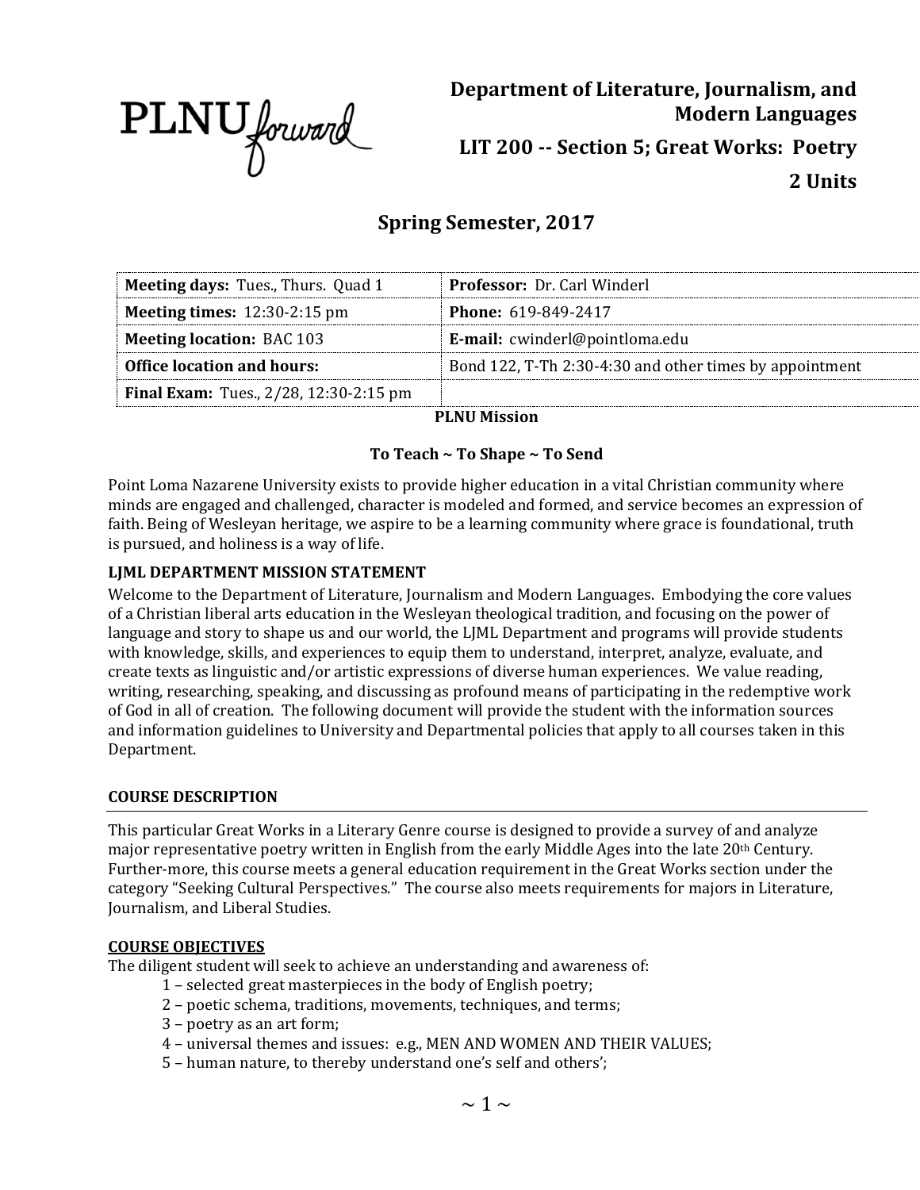PLNU forward

# Department of Literature, Journalism, and Modern Languages

## LIT 200 -- Section 5; Great Works: Poetry

## 2 Units

## Spring Semester, 2017

| | |
|---|---|
| **Meeting days:** Tues., Thurs. Quad 1 | **Professor:** Dr. Carl Winderl |
| **Meeting times:** 12:30-2:15 pm | **Phone:** 619-849-2417 |
| **Meeting location:** BAC 103 | **E-mail:** cwinderl@pointloma.edu |
| **Office location and hours:** | Bond 122, T-Th 2:30-4:30 and other times by appointment |
| **Final Exam:** Tues., 2/28, 12:30-2:15 pm | |

**PLNU Mission**

**To Teach ~ To Shape ~ To Send**

Point Loma Nazarene University exists to provide higher education in a vital Christian community where minds are engaged and challenged, character is modeled and formed, and service becomes an expression of faith. Being of Wesleyan heritage, we aspire to be a learning community where grace is foundational, truth is pursued, and holiness is a way of life.

**LJML DEPARTMENT MISSION STATEMENT**

Welcome to the Department of Literature, Journalism and Modern Languages. Embodying the core values of a Christian liberal arts education in the Wesleyan theological tradition, and focusing on the power of language and story to shape us and our world, the LJML Department and programs will provide students with knowledge, skills, and experiences to equip them to understand, interpret, analyze, evaluate, and create texts as linguistic and/or artistic expressions of diverse human experiences. We value reading, writing, researching, speaking, and discussing as profound means of participating in the redemptive work of God in all of creation. The following document will provide the student with the information sources and information guidelines to University and Departmental policies that apply to all courses taken in this Department.

**COURSE DESCRIPTION**

This particular Great Works in a Literary Genre course is designed to provide a survey of and analyze major representative poetry written in English from the early Middle Ages into the late 20th Century. Further-more, this course meets a general education requirement in the Great Works section under the category "Seeking Cultural Perspectives." The course also meets requirements for majors in Literature, Journalism, and Liberal Studies.

**COURSE OBJECTIVES**

The diligent student will seek to achieve an understanding and awareness of:

1 – selected great masterpieces in the body of English poetry;
2 – poetic schema, traditions, movements, techniques, and terms;
3 – poetry as an art form;
4 – universal themes and issues: e.g., MEN AND WOMEN AND THEIR VALUES;
5 – human nature, to thereby understand one's self and others';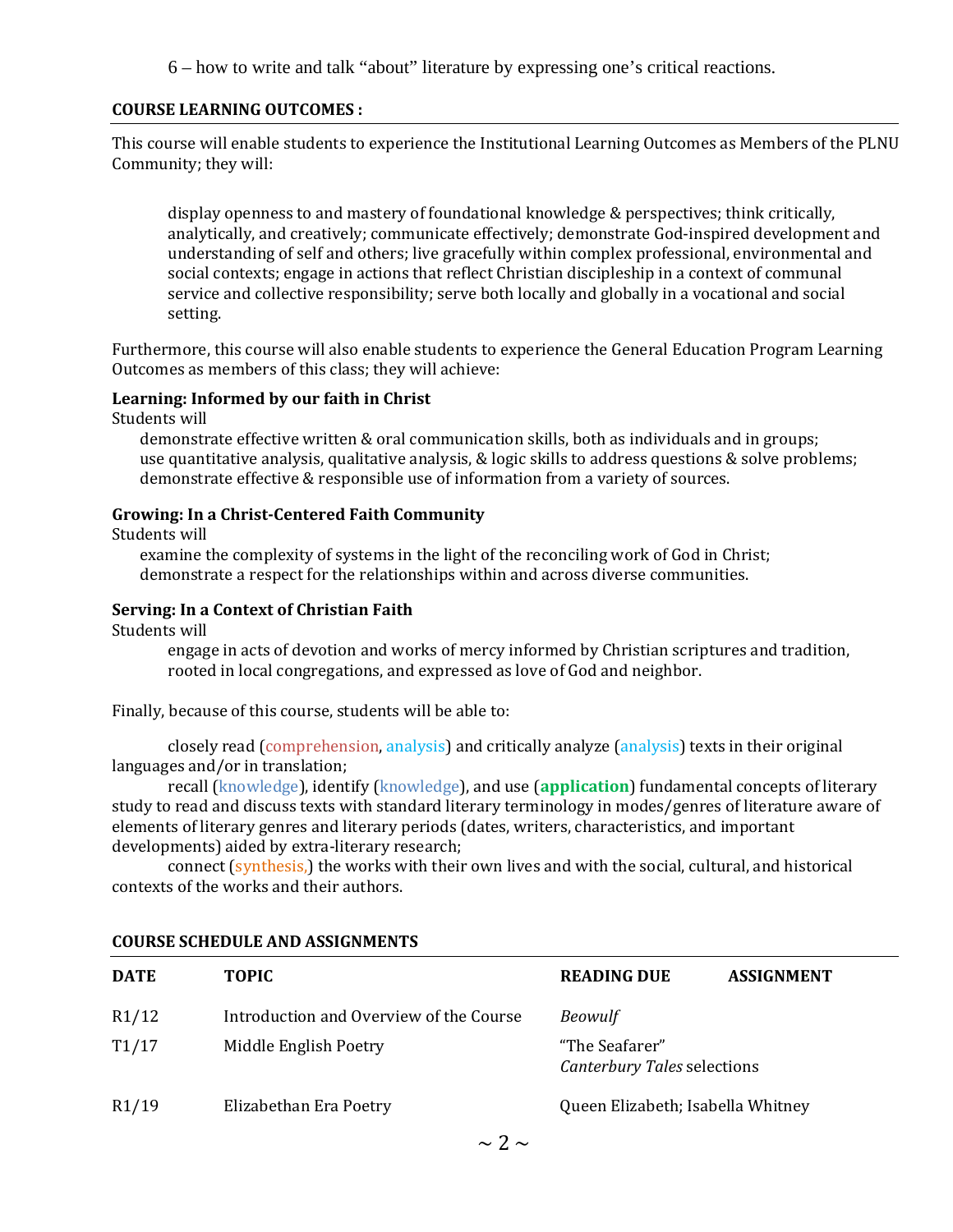6 – how to write and talk “about” literature by expressing one’s critical reactions.

**COURSE LEARNING OUTCOMES :**

This course will enable students to experience the Institutional Learning Outcomes as Members of the PLNU Community; they will:

> display openness to and mastery of foundational knowledge & perspectives; think critically, analytically, and creatively; communicate effectively; demonstrate God-inspired development and understanding of self and others; live gracefully within complex professional, environmental and social contexts; engage in actions that reflect Christian discipleship in a context of communal service and collective responsibility; serve both locally and globally in a vocational and social setting.

Furthermore, this course will also enable students to experience the General Education Program Learning Outcomes as members of this class; they will achieve:

**Learning: Informed by our faith in Christ**

Students will

- demonstrate effective written & oral communication skills, both as individuals and in groups;
- use quantitative analysis, qualitative analysis, & logic skills to address questions & solve problems;
- demonstrate effective & responsible use of information from a variety of sources.

**Growing: In a Christ-Centered Faith Community**

Students will

- examine the complexity of systems in the light of the reconciling work of God in Christ;
- demonstrate a respect for the relationships within and across diverse communities.

**Serving: In a Context of Christian Faith**

Students will

- engage in acts of devotion and works of mercy informed by Christian scriptures and tradition, rooted in local congregations, and expressed as love of God and neighbor.

Finally, because of this course, students will be able to:

closely read (comprehension, analysis) and critically analyze (analysis) texts in their original languages and/or in translation;

recall (knowledge), identify (knowledge), and use (**application**) fundamental concepts of literary study to read and discuss texts with standard literary terminology in modes/genres of literature aware of elements of literary genres and literary periods (dates, writers, characteristics, and important developments) aided by extra-literary research;

connect (synthesis,) the works with their own lives and with the social, cultural, and historical contexts of the works and their authors.

**COURSE SCHEDULE AND ASSIGNMENTS**

| DATE | TOPIC | READING DUE | ASSIGNMENT |
|---|---|---|---|
| R1/12 | Introduction and Overview of the Course | *Beowulf* | |
| T1/17 | Middle English Poetry | “The Seafarer” *Canterbury Tales* selections | |
| R1/19 | Elizabethan Era Poetry | Queen Elizabeth; Isabella Whitney | |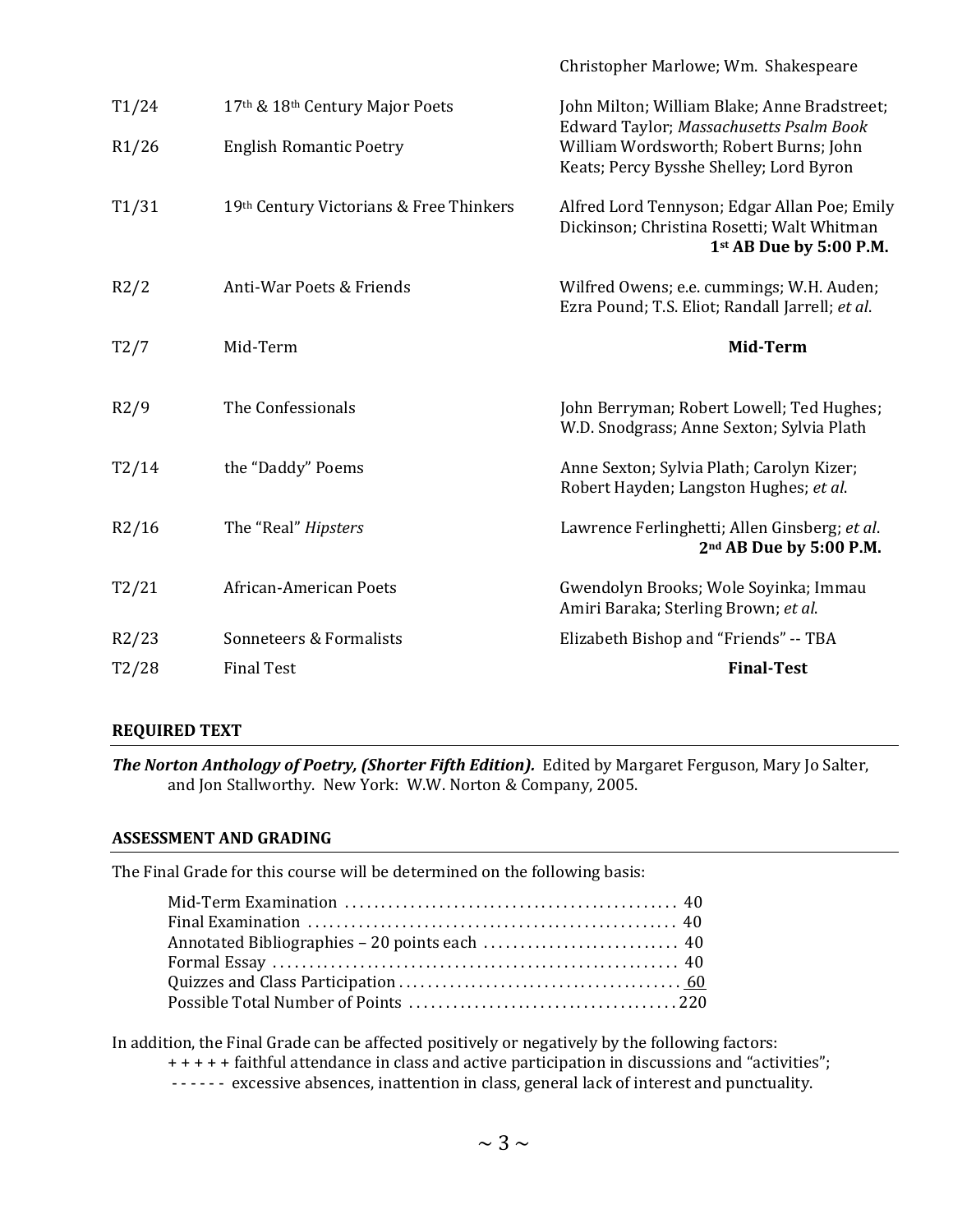| | | |
|---|---|---|
| | | Christopher Marlowe; Wm. Shakespeare |
| T1/24 | 17th & 18th Century Major Poets | John Milton; William Blake; Anne Bradstreet; Edward Taylor; *Massachusetts Psalm Book* |
| R1/26 | English Romantic Poetry | William Wordsworth; Robert Burns; John Keats; Percy Bysshe Shelley; Lord Byron |
| T1/31 | 19th Century Victorians & Free Thinkers | Alfred Lord Tennyson; Edgar Allan Poe; Emily Dickinson; Christina Rosetti; Walt Whitman **1st AB Due by 5:00 P.M.** |
| R2/2 | Anti-War Poets & Friends | Wilfred Owens; e.e. cummings; W.H. Auden; Ezra Pound; T.S. Eliot; Randall Jarrell; *et al*. |
| T2/7 | Mid-Term | **Mid-Term** |
| R2/9 | The Confessionals | John Berryman; Robert Lowell; Ted Hughes; W.D. Snodgrass; Anne Sexton; Sylvia Plath |
| T2/14 | the "Daddy" Poems | Anne Sexton; Sylvia Plath; Carolyn Kizer; Robert Hayden; Langston Hughes; *et al*. |
| R2/16 | The "Real" *Hipsters* | Lawrence Ferlinghetti; Allen Ginsberg; *et al*. **2nd AB Due by 5:00 P.M.** |
| T2/21 | African-American Poets | Gwendolyn Brooks; Wole Soyinka; Immau Amiri Baraka; Sterling Brown; *et al*. |
| R2/23 | Sonneteers & Formalists | Elizabeth Bishop and "Friends" -- TBA |
| T2/28 | Final Test | **Final-Test** |

## REQUIRED TEXT

***The Norton Anthology of Poetry, (Shorter Fifth Edition).*** Edited by Margaret Ferguson, Mary Jo Salter, and Jon Stallworthy. New York: W.W. Norton & Company, 2005.

## ASSESSMENT AND GRADING

The Final Grade for this course will be determined on the following basis:

| | |
|---|---|
| Mid-Term Examination | 40 |
| Final Examination | 40 |
| Annotated Bibliographies – 20 points each | 40 |
| Formal Essay | 40 |
| Quizzes and Class Participation | 60 |
| Possible Total Number of Points | 220 |

In addition, the Final Grade can be affected positively or negatively by the following factors:

+ + + + + faithful attendance in class and active participation in discussions and "activities";

- - - - - - excessive absences, inattention in class, general lack of interest and punctuality.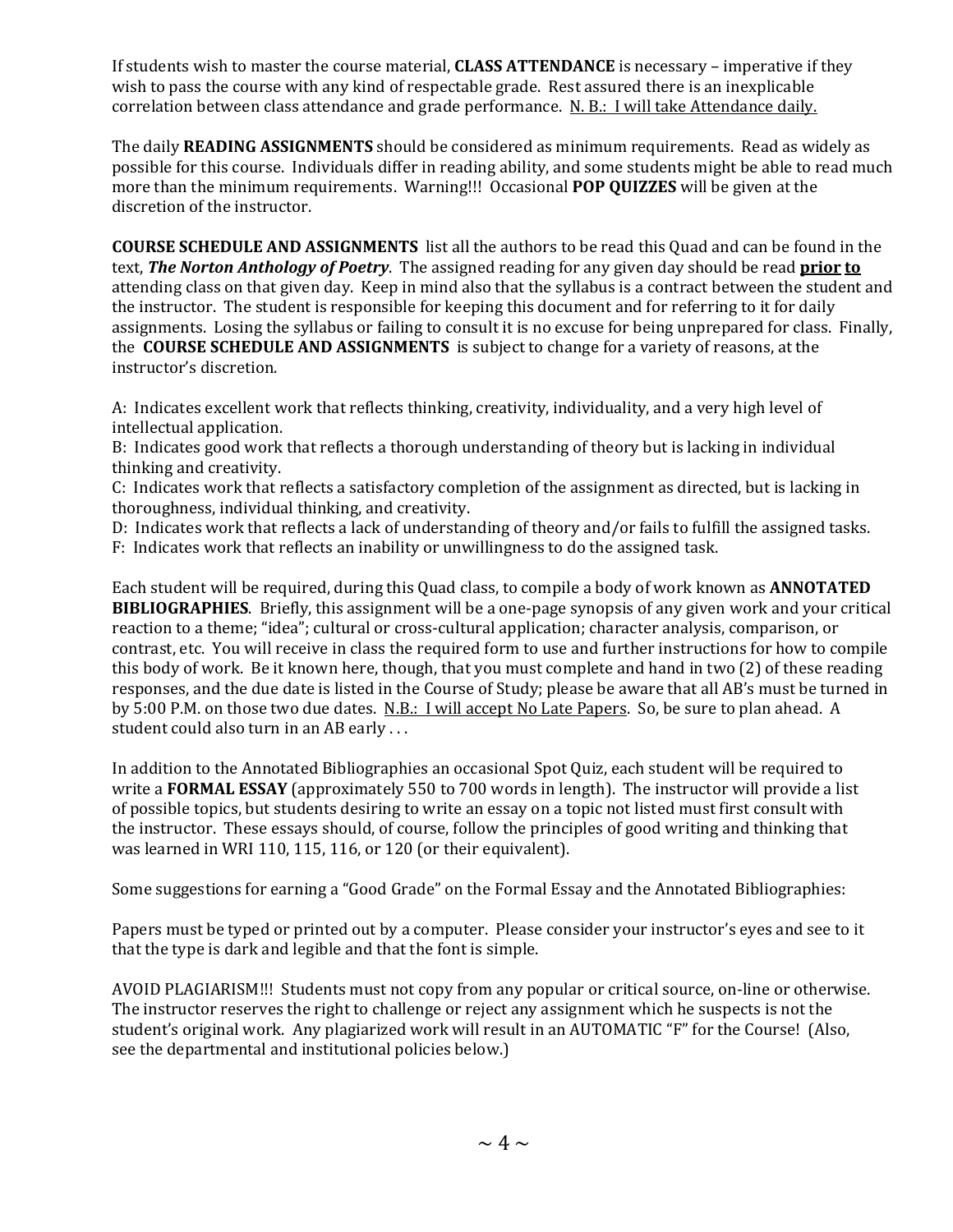If students wish to master the course material, **CLASS ATTENDANCE** is necessary – imperative if they wish to pass the course with any kind of respectable grade. Rest assured there is an inexplicable correlation between class attendance and grade performance. <u>N. B.: I will take Attendance daily.</u>

The daily **READING ASSIGNMENTS** should be considered as minimum requirements. Read as widely as possible for this course. Individuals differ in reading ability, and some students might be able to read much more than the minimum requirements. Warning!!! Occasional **POP QUIZZES** will be given at the discretion of the instructor.

**COURSE SCHEDULE AND ASSIGNMENTS** list all the authors to be read this Quad and can be found in the text, ***The Norton Anthology of Poetry***. The assigned reading for any given day should be read **<u>prior to</u>** attending class on that given day. Keep in mind also that the syllabus is a contract between the student and the instructor. The student is responsible for keeping this document and for referring to it for daily assignments. Losing the syllabus or failing to consult it is no excuse for being unprepared for class. Finally, the **COURSE SCHEDULE AND ASSIGNMENTS** is subject to change for a variety of reasons, at the instructor's discretion.

A: Indicates excellent work that reflects thinking, creativity, individuality, and a very high level of intellectual application.
B: Indicates good work that reflects a thorough understanding of theory but is lacking in individual thinking and creativity.
C: Indicates work that reflects a satisfactory completion of the assignment as directed, but is lacking in thoroughness, individual thinking, and creativity.
D: Indicates work that reflects a lack of understanding of theory and/or fails to fulfill the assigned tasks.
F: Indicates work that reflects an inability or unwillingness to do the assigned task.

Each student will be required, during this Quad class, to compile a body of work known as **ANNOTATED BIBLIOGRAPHIES**. Briefly, this assignment will be a one-page synopsis of any given work and your critical reaction to a theme; "idea"; cultural or cross-cultural application; character analysis, comparison, or contrast, etc. You will receive in class the required form to use and further instructions for how to compile this body of work. Be it known here, though, that you must complete and hand in two (2) of these reading responses, and the due date is listed in the Course of Study; please be aware that all AB's must be turned in by 5:00 P.M. on those two due dates. <u>N.B.: I will accept No Late Papers</u>. So, be sure to plan ahead. A student could also turn in an AB early . . .

In addition to the Annotated Bibliographies an occasional Spot Quiz, each student will be required to write a **FORMAL ESSAY** (approximately 550 to 700 words in length). The instructor will provide a list of possible topics, but students desiring to write an essay on a topic not listed must first consult with the instructor. These essays should, of course, follow the principles of good writing and thinking that was learned in WRI 110, 115, 116, or 120 (or their equivalent).

Some suggestions for earning a "Good Grade" on the Formal Essay and the Annotated Bibliographies:

Papers must be typed or printed out by a computer. Please consider your instructor's eyes and see to it that the type is dark and legible and that the font is simple.

AVOID PLAGIARISM!!! Students must not copy from any popular or critical source, on-line or otherwise. The instructor reserves the right to challenge or reject any assignment which he suspects is not the student's original work. Any plagiarized work will result in an AUTOMATIC "F" for the Course! (Also, see the departmental and institutional policies below.)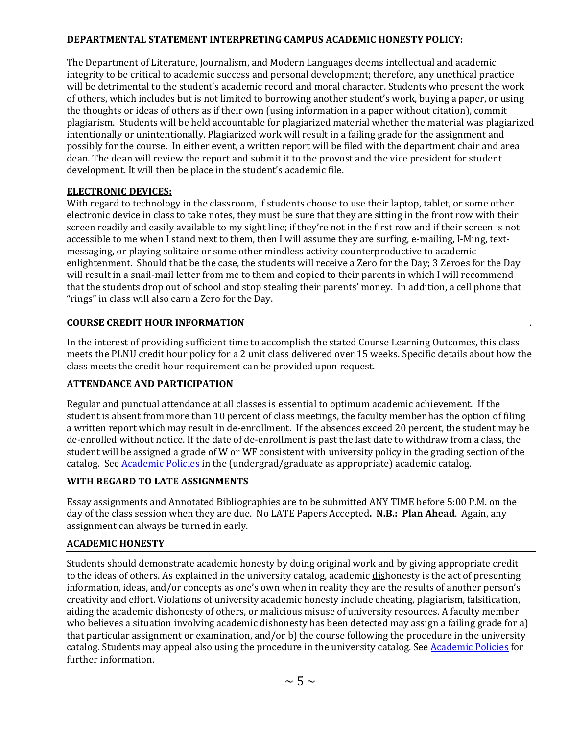**DEPARTMENTAL STATEMENT INTERPRETING CAMPUS ACADEMIC HONESTY POLICY:**

The Department of Literature, Journalism, and Modern Languages deems intellectual and academic integrity to be critical to academic success and personal development; therefore, any unethical practice will be detrimental to the student's academic record and moral character. Students who present the work of others, which includes but is not limited to borrowing another student's work, buying a paper, or using the thoughts or ideas of others as if their own (using information in a paper without citation), commit plagiarism. Students will be held accountable for plagiarized material whether the material was plagiarized intentionally or unintentionally. Plagiarized work will result in a failing grade for the assignment and possibly for the course. In either event, a written report will be filed with the department chair and area dean. The dean will review the report and submit it to the provost and the vice president for student development. It will then be place in the student's academic file.

**ELECTRONIC DEVICES:**

With regard to technology in the classroom, if students choose to use their laptop, tablet, or some other electronic device in class to take notes, they must be sure that they are sitting in the front row with their screen readily and easily available to my sight line; if they're not in the first row and if their screen is not accessible to me when I stand next to them, then I will assume they are surfing, e-mailing, I-Ming, text-messaging, or playing solitaire or some other mindless activity counterproductive to academic enlightenment. Should that be the case, the students will receive a Zero for the Day; 3 Zeroes for the Day will result in a snail-mail letter from me to them and copied to their parents in which I will recommend that the students drop out of school and stop stealing their parents' money. In addition, a cell phone that "rings" in class will also earn a Zero for the Day.

**COURSE CREDIT HOUR INFORMATION**

In the interest of providing sufficient time to accomplish the stated Course Learning Outcomes, this class meets the PLNU credit hour policy for a 2 unit class delivered over 15 weeks. Specific details about how the class meets the credit hour requirement can be provided upon request.

**ATTENDANCE AND PARTICIPATION**

Regular and punctual attendance at all classes is essential to optimum academic achievement. If the student is absent from more than 10 percent of class meetings, the faculty member has the option of filing a written report which may result in de-enrollment. If the absences exceed 20 percent, the student may be de-enrolled without notice. If the date of de-enrollment is past the last date to withdraw from a class, the student will be assigned a grade of W or WF consistent with university policy in the grading section of the catalog. See [Academic Policies] in the (undergrad/graduate as appropriate) academic catalog.

**WITH REGARD TO LATE ASSIGNMENTS**

Essay assignments and Annotated Bibliographies are to be submitted ANY TIME before 5:00 P.M. on the day of the class session when they are due. No LATE Papers Accepted**. N.B.: Plan Ahead**. Again, any assignment can always be turned in early.

**ACADEMIC HONESTY**

Students should demonstrate academic honesty by doing original work and by giving appropriate credit to the ideas of others. As explained in the university catalog, academic dishonesty is the act of presenting information, ideas, and/or concepts as one's own when in reality they are the results of another person's creativity and effort. Violations of university academic honesty include cheating, plagiarism, falsification, aiding the academic dishonesty of others, or malicious misuse of university resources. A faculty member who believes a situation involving academic dishonesty has been detected may assign a failing grade for a) that particular assignment or examination, and/or b) the course following the procedure in the university catalog. Students may appeal also using the procedure in the university catalog. See [Academic Policies] for further information.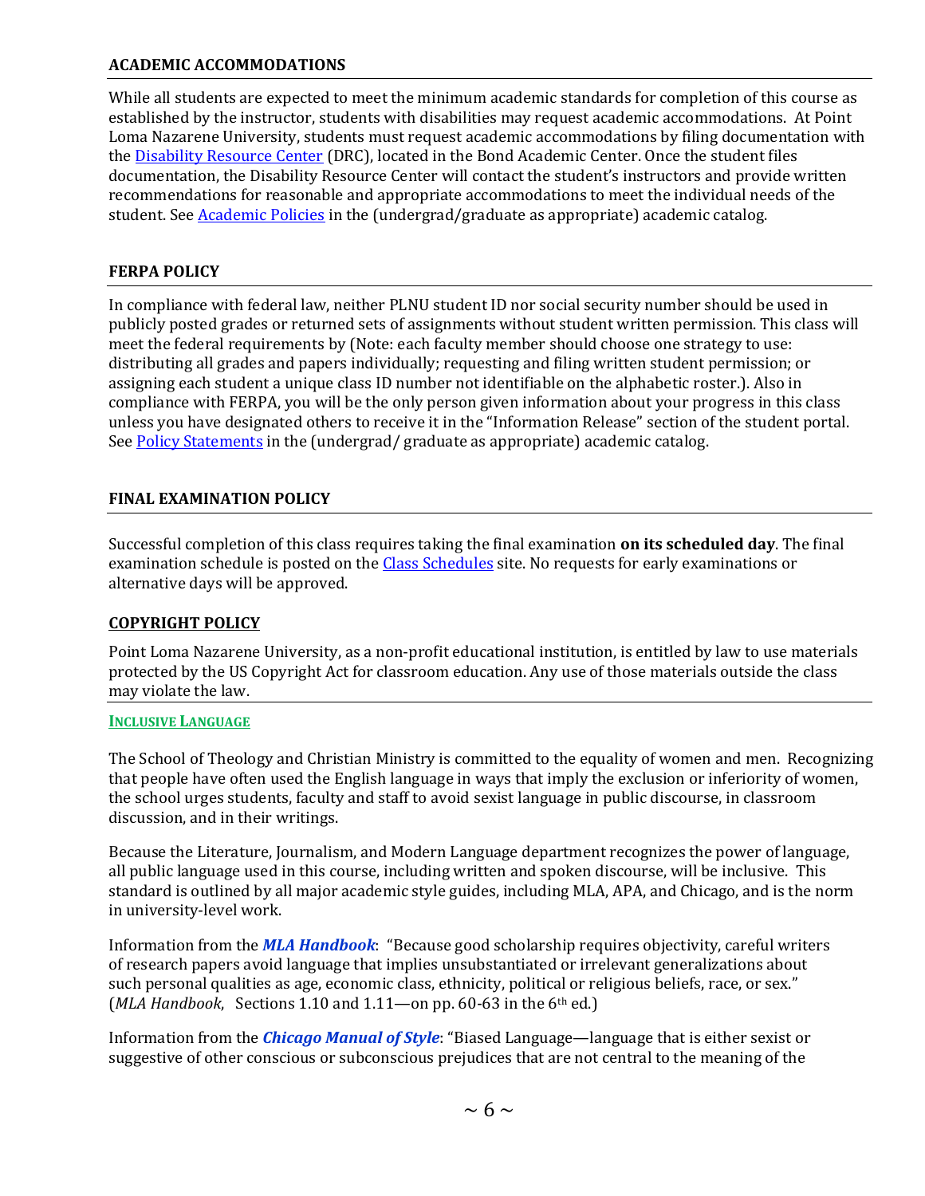## ACADEMIC ACCOMMODATIONS

While all students are expected to meet the minimum academic standards for completion of this course as established by the instructor, students with disabilities may request academic accommodations. At Point Loma Nazarene University, students must request academic accommodations by filing documentation with the Disability Resource Center (DRC), located in the Bond Academic Center. Once the student files documentation, the Disability Resource Center will contact the student's instructors and provide written recommendations for reasonable and appropriate accommodations to meet the individual needs of the student. See Academic Policies in the (undergrad/graduate as appropriate) academic catalog.

## FERPA POLICY

In compliance with federal law, neither PLNU student ID nor social security number should be used in publicly posted grades or returned sets of assignments without student written permission. This class will meet the federal requirements by (Note: each faculty member should choose one strategy to use: distributing all grades and papers individually; requesting and filing written student permission; or assigning each student a unique class ID number not identifiable on the alphabetic roster.). Also in compliance with FERPA, you will be the only person given information about your progress in this class unless you have designated others to receive it in the "Information Release" section of the student portal. See Policy Statements in the (undergrad/ graduate as appropriate) academic catalog.

## FINAL EXAMINATION POLICY

Successful completion of this class requires taking the final examination **on its scheduled day**. The final examination schedule is posted on the Class Schedules site. No requests for early examinations or alternative days will be approved.

## COPYRIGHT POLICY

Point Loma Nazarene University, as a non-profit educational institution, is entitled by law to use materials protected by the US Copyright Act for classroom education. Any use of those materials outside the class may violate the law.

## INCLUSIVE LANGUAGE

The School of Theology and Christian Ministry is committed to the equality of women and men. Recognizing that people have often used the English language in ways that imply the exclusion or inferiority of women, the school urges students, faculty and staff to avoid sexist language in public discourse, in classroom discussion, and in their writings.

Because the Literature, Journalism, and Modern Language department recognizes the power of language, all public language used in this course, including written and spoken discourse, will be inclusive. This standard is outlined by all major academic style guides, including MLA, APA, and Chicago, and is the norm in university-level work.

Information from the ***MLA Handbook***: "Because good scholarship requires objectivity, careful writers of research papers avoid language that implies unsubstantiated or irrelevant generalizations about such personal qualities as age, economic class, ethnicity, political or religious beliefs, race, or sex." (*MLA Handbook*, Sections 1.10 and 1.11—on pp. 60-63 in the 6th ed.)

Information from the ***Chicago Manual of Style***: "Biased Language—language that is either sexist or suggestive of other conscious or subconscious prejudices that are not central to the meaning of the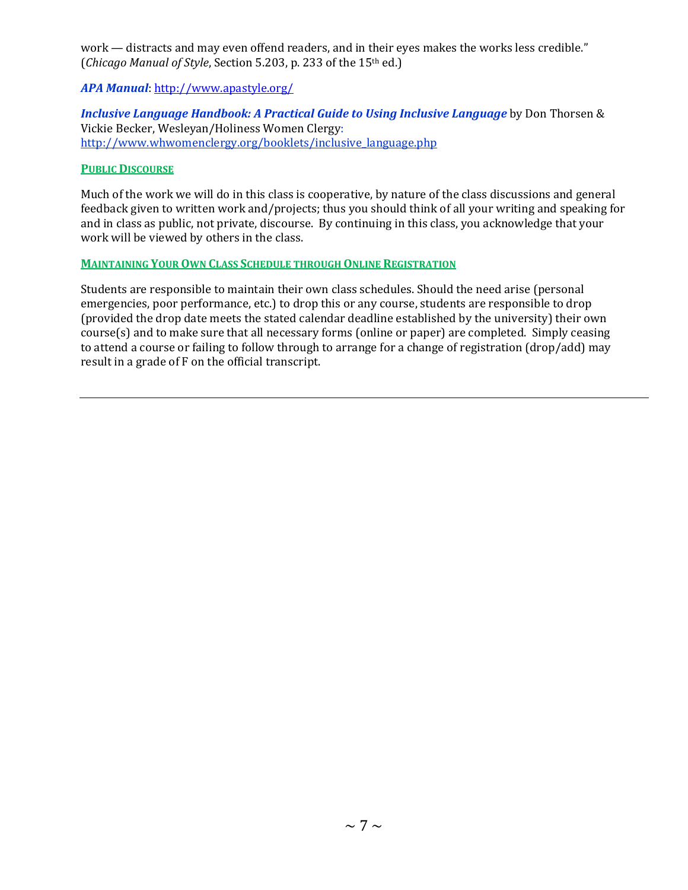work — distracts and may even offend readers, and in their eyes makes the works less credible." (*Chicago Manual of Style*, Section 5.203, p. 233 of the 15th ed.)

***APA Manual***: http://www.apastyle.org/

***Inclusive Language Handbook: A Practical Guide to Using Inclusive Language*** by Don Thorsen & Vickie Becker, Wesleyan/Holiness Women Clergy: http://www.whwomenclergy.org/booklets/inclusive_language.php

### PUBLIC DISCOURSE

Much of the work we will do in this class is cooperative, by nature of the class discussions and general feedback given to written work and/projects; thus you should think of all your writing and speaking for and in class as public, not private, discourse. By continuing in this class, you acknowledge that your work will be viewed by others in the class.

### MAINTAINING YOUR OWN CLASS SCHEDULE THROUGH ONLINE REGISTRATION

Students are responsible to maintain their own class schedules. Should the need arise (personal emergencies, poor performance, etc.) to drop this or any course, students are responsible to drop (provided the drop date meets the stated calendar deadline established by the university) their own course(s) and to make sure that all necessary forms (online or paper) are completed. Simply ceasing to attend a course or failing to follow through to arrange for a change of registration (drop/add) may result in a grade of F on the official transcript.